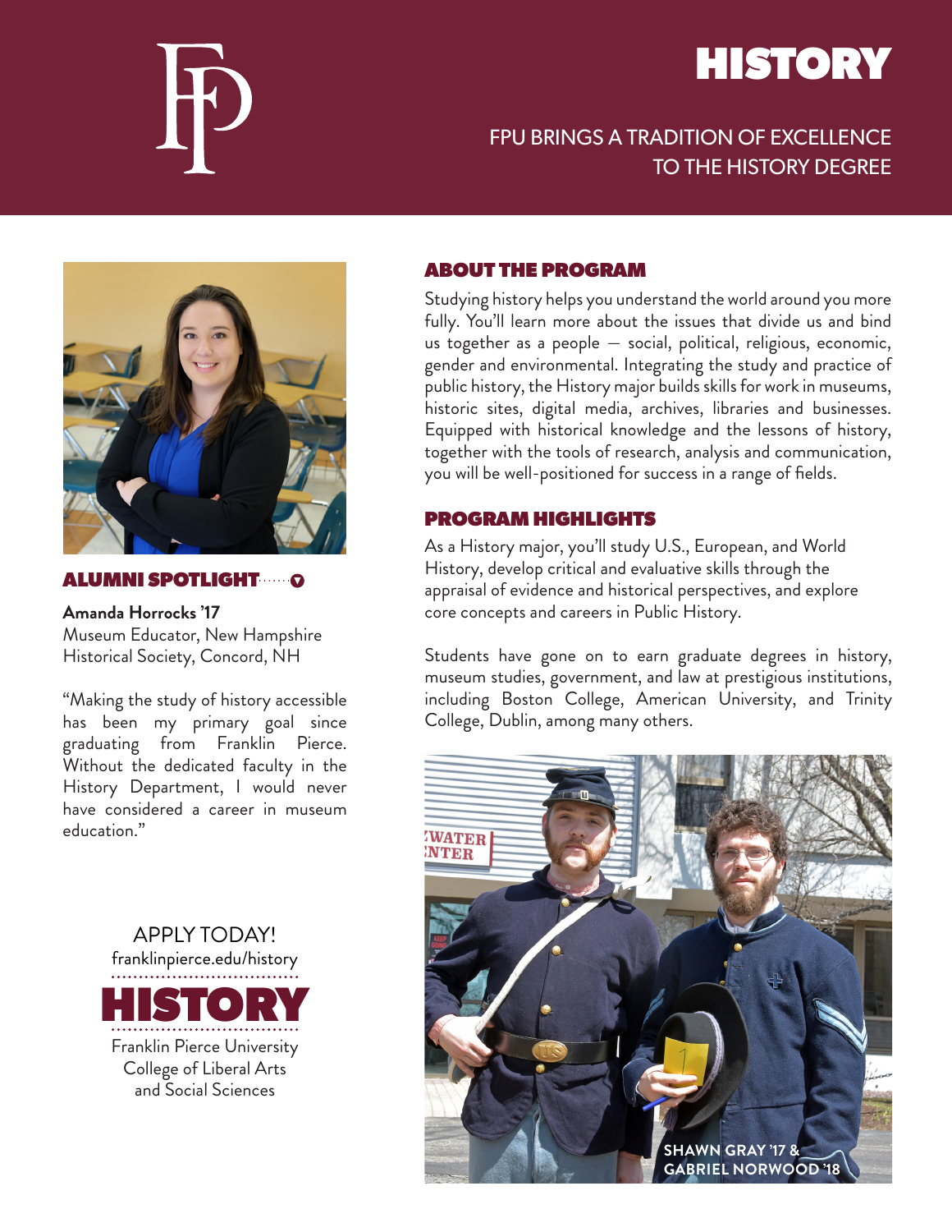# HISTORY

FPU BRINGS A TRADITION OF EXCELLENCE TO THE HISTORY DEGREE

## ABOUT THE PROGRAM

Studying history helps you understand the world around you more fully. You'll learn more about the issues that divide us and bind us together as a people — social, political, religious, economic, gender and environmental. Integrating the study and practice of public history, the History major builds skills for work in museums, historic sites, digital media, archives, libraries and businesses. Equipped with historical knowledge and the lessons of history, together with the tools of research, analysis and communication, you will be well-positioned for success in a range of fields.

## PROGRAM HIGHLIGHTS

As a History major, you'll study U.S., European, and World History, develop critical and evaluative skills through the appraisal of evidence and historical perspectives, and explore core concepts and careers in Public History.

Students have gone on to earn graduate degrees in history, museum studies, government, and law at prestigious institutions, including Boston College, American University, and Trinity College, Dublin, among many others.

SHAWN GRAY '17 & GABRIEL NORWOOD '18

## ALUMNI SPOTLIGHT

**Amanda Horrocks '17**
Museum Educator, New Hampshire Historical Society, Concord, NH

"Making the study of history accessible has been my primary goal since graduating from Franklin Pierce. Without the dedicated faculty in the History Department, I would never have considered a career in museum education."

APPLY TODAY!
franklinpierce.edu/history

**HISTORY**

Franklin Pierce University
College of Liberal Arts and Social Sciences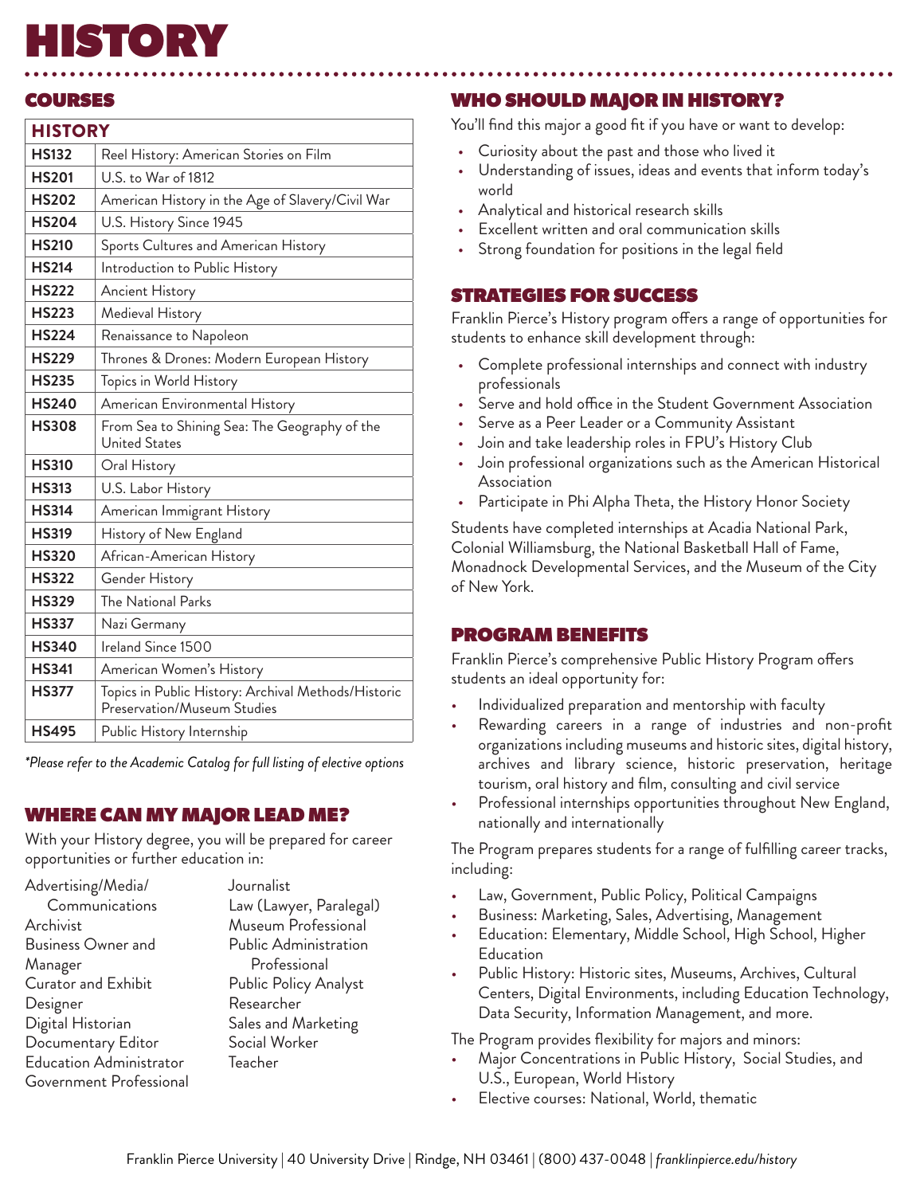# HISTORY

## COURSES

| HISTORY | |
|---|---|
| **HS132** | Reel History: American Stories on Film |
| **HS201** | U.S. to War of 1812 |
| **HS202** | American History in the Age of Slavery/Civil War |
| **HS204** | U.S. History Since 1945 |
| **HS210** | Sports Cultures and American History |
| **HS214** | Introduction to Public History |
| **HS222** | Ancient History |
| **HS223** | Medieval History |
| **HS224** | Renaissance to Napoleon |
| **HS229** | Thrones & Drones: Modern European History |
| **HS235** | Topics in World History |
| **HS240** | American Environmental History |
| **HS308** | From Sea to Shining Sea: The Geography of the United States |
| **HS310** | Oral History |
| **HS313** | U.S. Labor History |
| **HS314** | American Immigrant History |
| **HS319** | History of New England |
| **HS320** | African-American History |
| **HS322** | Gender History |
| **HS329** | The National Parks |
| **HS337** | Nazi Germany |
| **HS340** | Ireland Since 1500 |
| **HS341** | American Women's History |
| **HS377** | Topics in Public History: Archival Methods/Historic Preservation/Museum Studies |
| **HS495** | Public History Internship |

*\*Please refer to the Academic Catalog for full listing of elective options*

## WHERE CAN MY MAJOR LEAD ME?

With your History degree, you will be prepared for career opportunities or further education in:

Advertising/Media/Communications
Archivist
Business Owner and Manager
Curator and Exhibit Designer
Digital Historian
Documentary Editor
Education Administrator
Government Professional
Journalist
Law (Lawyer, Paralegal)
Museum Professional
Public Administration Professional
Public Policy Analyst
Researcher
Sales and Marketing
Social Worker
Teacher

## WHO SHOULD MAJOR IN HISTORY?

You'll find this major a good fit if you have or want to develop:

- Curiosity about the past and those who lived it
- Understanding of issues, ideas and events that inform today's world
- Analytical and historical research skills
- Excellent written and oral communication skills
- Strong foundation for positions in the legal field

## STRATEGIES FOR SUCCESS

Franklin Pierce's History program offers a range of opportunities for students to enhance skill development through:

- Complete professional internships and connect with industry professionals
- Serve and hold office in the Student Government Association
- Serve as a Peer Leader or a Community Assistant
- Join and take leadership roles in FPU's History Club
- Join professional organizations such as the American Historical Association
- Participate in Phi Alpha Theta, the History Honor Society

Students have completed internships at Acadia National Park, Colonial Williamsburg, the National Basketball Hall of Fame, Monadnock Developmental Services, and the Museum of the City of New York.

## PROGRAM BENEFITS

Franklin Pierce's comprehensive Public History Program offers students an ideal opportunity for:

- Individualized preparation and mentorship with faculty
- Rewarding careers in a range of industries and non-profit organizations including museums and historic sites, digital history, archives and library science, historic preservation, heritage tourism, oral history and film, consulting and civil service
- Professional internships opportunities throughout New England, nationally and internationally

The Program prepares students for a range of fulfilling career tracks, including:

- Law, Government, Public Policy, Political Campaigns
- Business: Marketing, Sales, Advertising, Management
- Education: Elementary, Middle School, High School, Higher Education
- Public History: Historic sites, Museums, Archives, Cultural Centers, Digital Environments, including Education Technology, Data Security, Information Management, and more.

The Program provides flexibility for majors and minors:

- Major Concentrations in Public History, Social Studies, and U.S., European, World History
- Elective courses: National, World, thematic

Franklin Pierce University | 40 University Drive | Rindge, NH 03461 | (800) 437-0048 | *franklinpierce.edu/history*